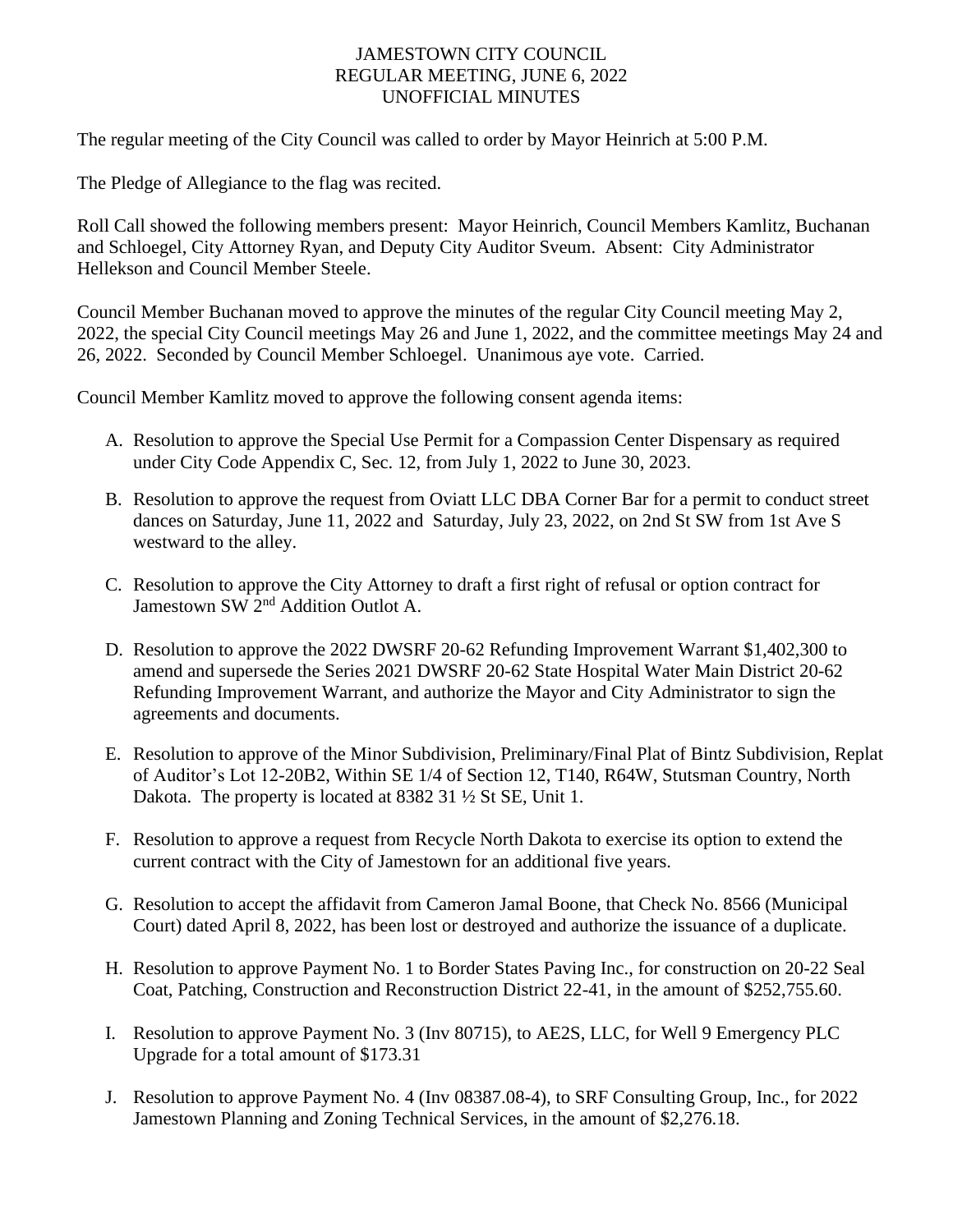JAMESTOWN CITY COUNCIL
REGULAR MEETING, JUNE 6, 2022
UNOFFICIAL MINUTES

The regular meeting of the City Council was called to order by Mayor Heinrich at 5:00 P.M.

The Pledge of Allegiance to the flag was recited.

Roll Call showed the following members present: Mayor Heinrich, Council Members Kamlitz, Buchanan and Schloegel, City Attorney Ryan, and Deputy City Auditor Sveum. Absent: City Administrator Hellekson and Council Member Steele.

Council Member Buchanan moved to approve the minutes of the regular City Council meeting May 2, 2022, the special City Council meetings May 26 and June 1, 2022, and the committee meetings May 24 and 26, 2022. Seconded by Council Member Schloegel. Unanimous aye vote. Carried.

Council Member Kamlitz moved to approve the following consent agenda items:

A. Resolution to approve the Special Use Permit for a Compassion Center Dispensary as required under City Code Appendix C, Sec. 12, from July 1, 2022 to June 30, 2023.

B. Resolution to approve the request from Oviatt LLC DBA Corner Bar for a permit to conduct street dances on Saturday, June 11, 2022 and Saturday, July 23, 2022, on 2nd St SW from 1st Ave S westward to the alley.

C. Resolution to approve the City Attorney to draft a first right of refusal or option contract for Jamestown SW 2nd Addition Outlot A.

D. Resolution to approve the 2022 DWSRF 20-62 Refunding Improvement Warrant $1,402,300 to amend and supersede the Series 2021 DWSRF 20-62 State Hospital Water Main District 20-62 Refunding Improvement Warrant, and authorize the Mayor and City Administrator to sign the agreements and documents.

E. Resolution to approve of the Minor Subdivision, Preliminary/Final Plat of Bintz Subdivision, Replat of Auditor's Lot 12-20B2, Within SE 1/4 of Section 12, T140, R64W, Stutsman Country, North Dakota. The property is located at 8382 31 ½ St SE, Unit 1.

F. Resolution to approve a request from Recycle North Dakota to exercise its option to extend the current contract with the City of Jamestown for an additional five years.

G. Resolution to accept the affidavit from Cameron Jamal Boone, that Check No. 8566 (Municipal Court) dated April 8, 2022, has been lost or destroyed and authorize the issuance of a duplicate.

H. Resolution to approve Payment No. 1 to Border States Paving Inc., for construction on 20-22 Seal Coat, Patching, Construction and Reconstruction District 22-41, in the amount of $252,755.60.

I. Resolution to approve Payment No. 3 (Inv 80715), to AE2S, LLC, for Well 9 Emergency PLC Upgrade for a total amount of $173.31

J. Resolution to approve Payment No. 4 (Inv 08387.08-4), to SRF Consulting Group, Inc., for 2022 Jamestown Planning and Zoning Technical Services, in the amount of $2,276.18.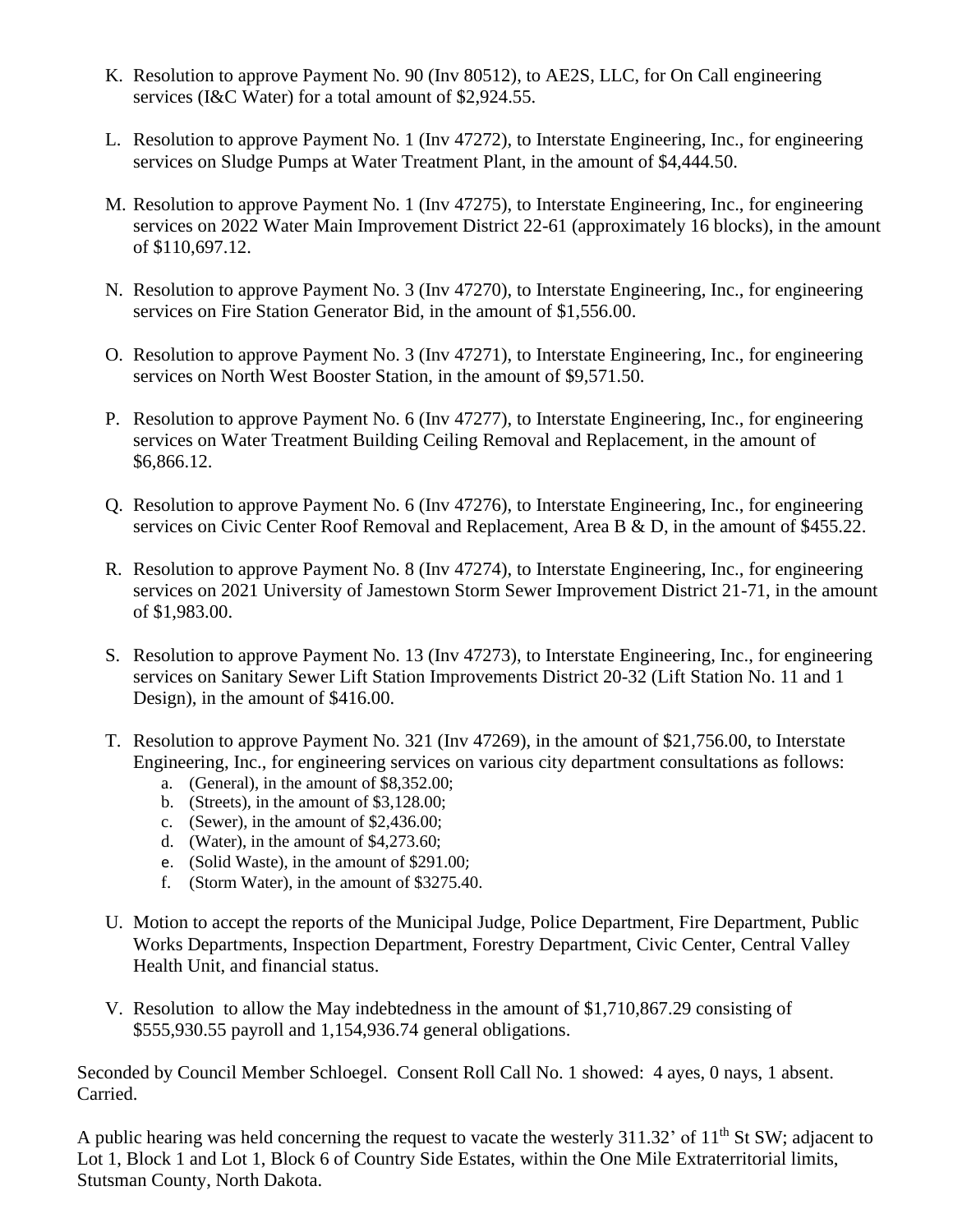K. Resolution to approve Payment No. 90 (Inv 80512), to AE2S, LLC, for On Call engineering services (I&C Water) for a total amount of $2,924.55.

L. Resolution to approve Payment No. 1 (Inv 47272), to Interstate Engineering, Inc., for engineering services on Sludge Pumps at Water Treatment Plant, in the amount of $4,444.50.

M. Resolution to approve Payment No. 1 (Inv 47275), to Interstate Engineering, Inc., for engineering services on 2022 Water Main Improvement District 22-61 (approximately 16 blocks), in the amount of $110,697.12.

N. Resolution to approve Payment No. 3 (Inv 47270), to Interstate Engineering, Inc., for engineering services on Fire Station Generator Bid, in the amount of $1,556.00.

O. Resolution to approve Payment No. 3 (Inv 47271), to Interstate Engineering, Inc., for engineering services on North West Booster Station, in the amount of $9,571.50.

P. Resolution to approve Payment No. 6 (Inv 47277), to Interstate Engineering, Inc., for engineering services on Water Treatment Building Ceiling Removal and Replacement, in the amount of $6,866.12.

Q. Resolution to approve Payment No. 6 (Inv 47276), to Interstate Engineering, Inc., for engineering services on Civic Center Roof Removal and Replacement, Area B & D, in the amount of $455.22.

R. Resolution to approve Payment No. 8 (Inv 47274), to Interstate Engineering, Inc., for engineering services on 2021 University of Jamestown Storm Sewer Improvement District 21-71, in the amount of $1,983.00.

S. Resolution to approve Payment No. 13 (Inv 47273), to Interstate Engineering, Inc., for engineering services on Sanitary Sewer Lift Station Improvements District 20-32 (Lift Station No. 11 and 1 Design), in the amount of $416.00.

T. Resolution to approve Payment No. 321 (Inv 47269), in the amount of $21,756.00, to Interstate Engineering, Inc., for engineering services on various city department consultations as follows:
   a. (General), in the amount of $8,352.00;
   b. (Streets), in the amount of $3,128.00;
   c. (Sewer), in the amount of $2,436.00;
   d. (Water), in the amount of $4,273.60;
   e. (Solid Waste), in the amount of $291.00;
   f. (Storm Water), in the amount of $3275.40.

U. Motion to accept the reports of the Municipal Judge, Police Department, Fire Department, Public Works Departments, Inspection Department, Forestry Department, Civic Center, Central Valley Health Unit, and financial status.

V. Resolution to allow the May indebtedness in the amount of $1,710,867.29 consisting of $555,930.55 payroll and 1,154,936.74 general obligations.

Seconded by Council Member Schloegel. Consent Roll Call No. 1 showed: 4 ayes, 0 nays, 1 absent. Carried.

A public hearing was held concerning the request to vacate the westerly 311.32' of 11th St SW; adjacent to Lot 1, Block 1 and Lot 1, Block 6 of Country Side Estates, within the One Mile Extraterritorial limits, Stutsman County, North Dakota.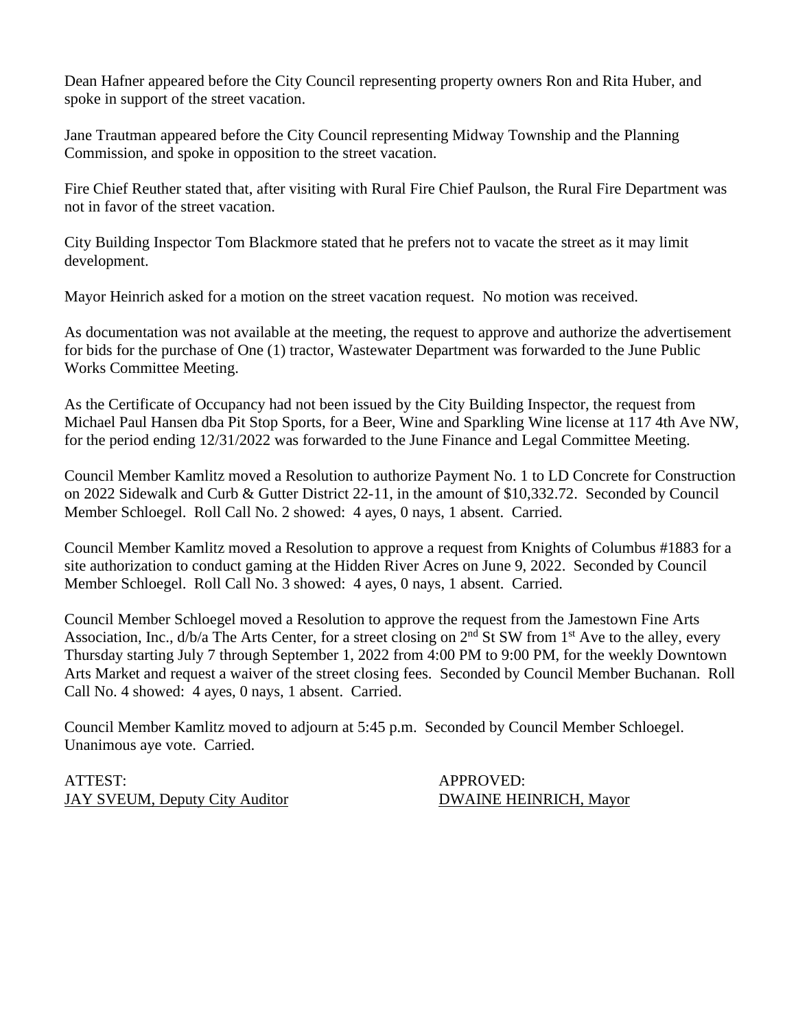Dean Hafner appeared before the City Council representing property owners Ron and Rita Huber, and spoke in support of the street vacation.

Jane Trautman appeared before the City Council representing Midway Township and the Planning Commission, and spoke in opposition to the street vacation.

Fire Chief Reuther stated that, after visiting with Rural Fire Chief Paulson, the Rural Fire Department was not in favor of the street vacation.

City Building Inspector Tom Blackmore stated that he prefers not to vacate the street as it may limit development.

Mayor Heinrich asked for a motion on the street vacation request. No motion was received.

As documentation was not available at the meeting, the request to approve and authorize the advertisement for bids for the purchase of One (1) tractor, Wastewater Department was forwarded to the June Public Works Committee Meeting.

As the Certificate of Occupancy had not been issued by the City Building Inspector, the request from Michael Paul Hansen dba Pit Stop Sports, for a Beer, Wine and Sparkling Wine license at 117 4th Ave NW, for the period ending 12/31/2022 was forwarded to the June Finance and Legal Committee Meeting.

Council Member Kamlitz moved a Resolution to authorize Payment No. 1 to LD Concrete for Construction on 2022 Sidewalk and Curb & Gutter District 22-11, in the amount of $10,332.72. Seconded by Council Member Schloegel. Roll Call No. 2 showed: 4 ayes, 0 nays, 1 absent. Carried.

Council Member Kamlitz moved a Resolution to approve a request from Knights of Columbus #1883 for a site authorization to conduct gaming at the Hidden River Acres on June 9, 2022. Seconded by Council Member Schloegel. Roll Call No. 3 showed: 4 ayes, 0 nays, 1 absent. Carried.

Council Member Schloegel moved a Resolution to approve the request from the Jamestown Fine Arts Association, Inc., d/b/a The Arts Center, for a street closing on 2nd St SW from 1st Ave to the alley, every Thursday starting July 7 through September 1, 2022 from 4:00 PM to 9:00 PM, for the weekly Downtown Arts Market and request a waiver of the street closing fees. Seconded by Council Member Buchanan. Roll Call No. 4 showed: 4 ayes, 0 nays, 1 absent. Carried.

Council Member Kamlitz moved to adjourn at 5:45 p.m. Seconded by Council Member Schloegel. Unanimous aye vote. Carried.

ATTEST: JAY SVEUM, Deputy City Auditor

APPROVED: DWAINE HEINRICH, Mayor